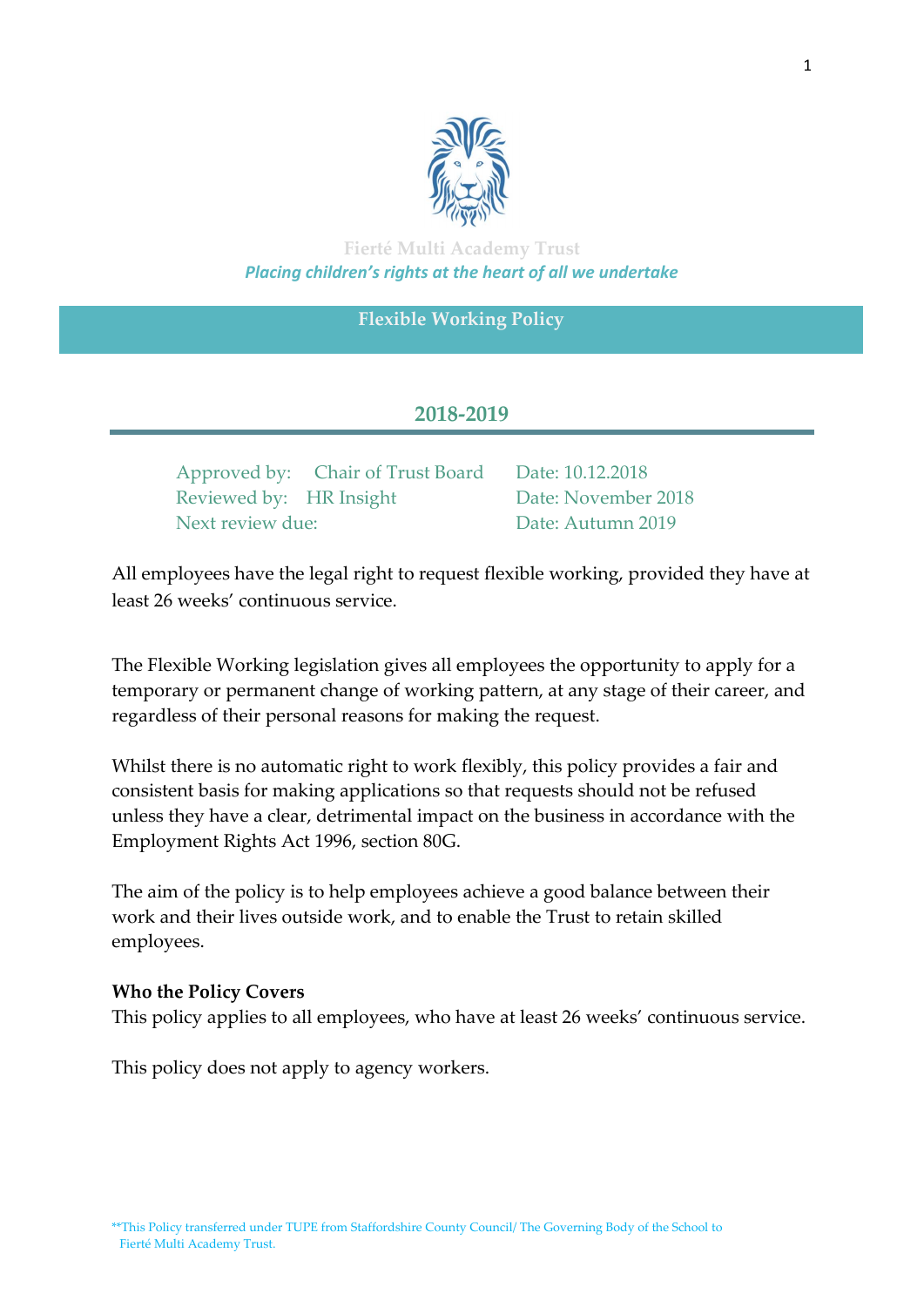Fierté Multi Academy Trust

*Placing children's rights at the heart of all we undertake*

# Flexible Working Policy

## 2018-2019

| | | |
|---|---|---|
| Approved by: | Chair of Trust Board | Date: 10.12.2018 |
| Reviewed by: | HR Insight | Date: November 2018 |
| Next review due: | | Date: Autumn 2019 |

All employees have the legal right to request flexible working, provided they have at least 26 weeks' continuous service.

The Flexible Working legislation gives all employees the opportunity to apply for a temporary or permanent change of working pattern, at any stage of their career, and regardless of their personal reasons for making the request.

Whilst there is no automatic right to work flexibly, this policy provides a fair and consistent basis for making applications so that requests should not be refused unless they have a clear, detrimental impact on the business in accordance with the Employment Rights Act 1996, section 80G.

The aim of the policy is to help employees achieve a good balance between their work and their lives outside work, and to enable the Trust to retain skilled employees.

**Who the Policy Covers**

This policy applies to all employees, who have at least 26 weeks' continuous service.

This policy does not apply to agency workers.

**This Policy transferred under TUPE from Staffordshire County Council/ The Governing Body of the School to Fierté Multi Academy Trust.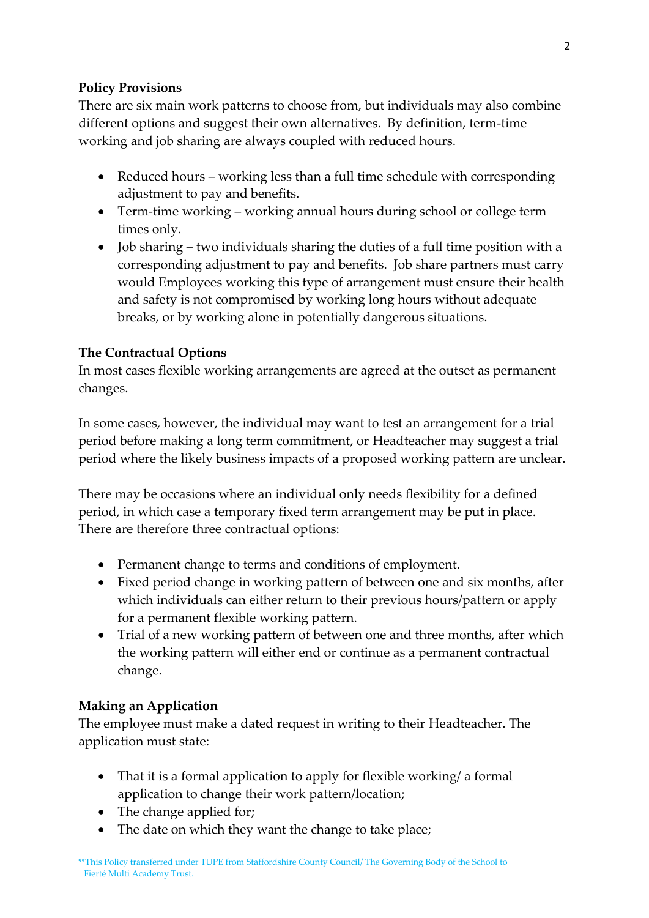**Policy Provisions**
There are six main work patterns to choose from, but individuals may also combine different options and suggest their own alternatives. By definition, term-time working and job sharing are always coupled with reduced hours.

- Reduced hours – working less than a full time schedule with corresponding adjustment to pay and benefits.
- Term-time working – working annual hours during school or college term times only.
- Job sharing – two individuals sharing the duties of a full time position with a corresponding adjustment to pay and benefits. Job share partners must carry would Employees working this type of arrangement must ensure their health and safety is not compromised by working long hours without adequate breaks, or by working alone in potentially dangerous situations.

**The Contractual Options**
In most cases flexible working arrangements are agreed at the outset as permanent changes.

In some cases, however, the individual may want to test an arrangement for a trial period before making a long term commitment, or Headteacher may suggest a trial period where the likely business impacts of a proposed working pattern are unclear.

There may be occasions where an individual only needs flexibility for a defined period, in which case a temporary fixed term arrangement may be put in place. There are therefore three contractual options:

- Permanent change to terms and conditions of employment.
- Fixed period change in working pattern of between one and six months, after which individuals can either return to their previous hours/pattern or apply for a permanent flexible working pattern.
- Trial of a new working pattern of between one and three months, after which the working pattern will either end or continue as a permanent contractual change.

**Making an Application**
The employee must make a dated request in writing to their Headteacher. The application must state:

- That it is a formal application to apply for flexible working/ a formal application to change their work pattern/location;
- The change applied for;
- The date on which they want the change to take place;

**This Policy transferred under TUPE from Staffordshire County Council/ The Governing Body of the School to Fierté Multi Academy Trust.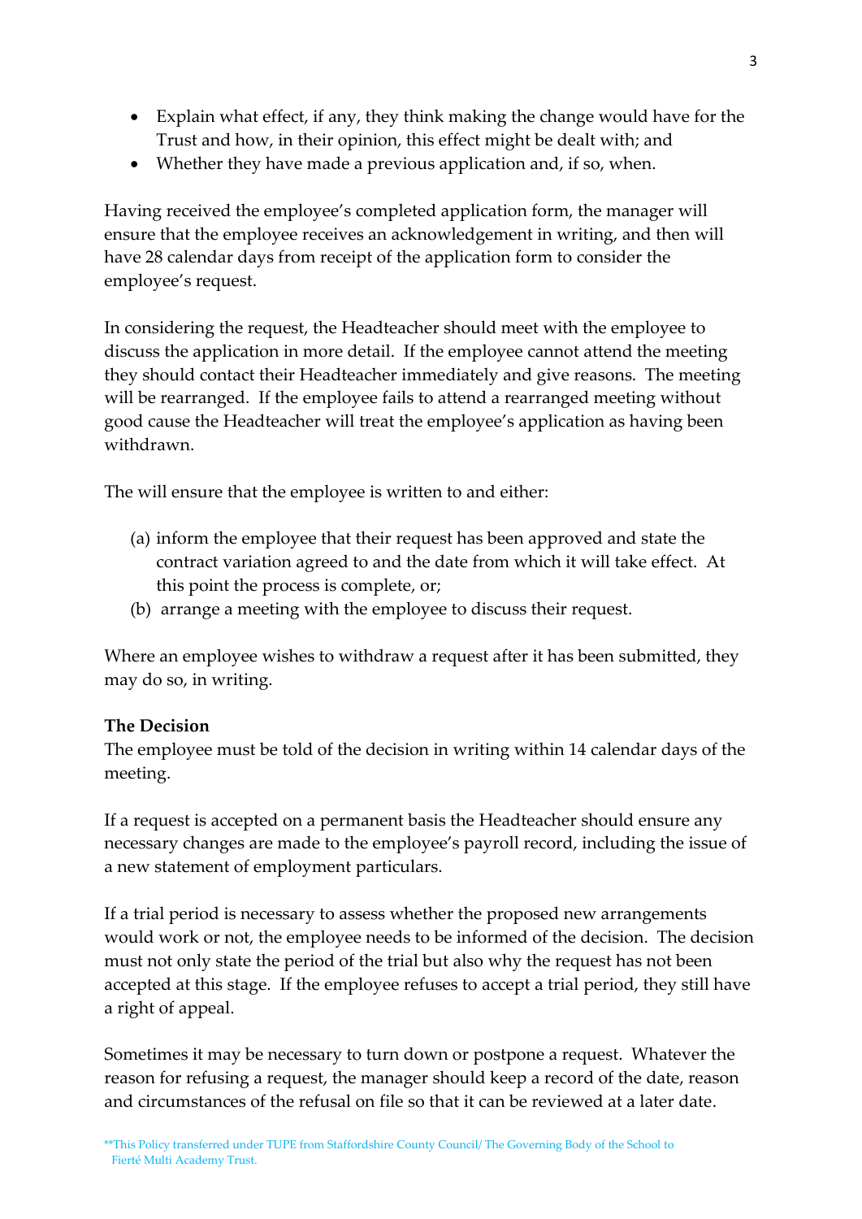- Explain what effect, if any, they think making the change would have for the Trust and how, in their opinion, this effect might be dealt with; and
- Whether they have made a previous application and, if so, when.

Having received the employee's completed application form, the manager will ensure that the employee receives an acknowledgement in writing, and then will have 28 calendar days from receipt of the application form to consider the employee's request.

In considering the request, the Headteacher should meet with the employee to discuss the application in more detail. If the employee cannot attend the meeting they should contact their Headteacher immediately and give reasons. The meeting will be rearranged. If the employee fails to attend a rearranged meeting without good cause the Headteacher will treat the employee's application as having been withdrawn.

The will ensure that the employee is written to and either:

(a) inform the employee that their request has been approved and state the contract variation agreed to and the date from which it will take effect. At this point the process is complete, or;
(b) arrange a meeting with the employee to discuss their request.

Where an employee wishes to withdraw a request after it has been submitted, they may do so, in writing.

**The Decision**
The employee must be told of the decision in writing within 14 calendar days of the meeting.

If a request is accepted on a permanent basis the Headteacher should ensure any necessary changes are made to the employee's payroll record, including the issue of a new statement of employment particulars.

If a trial period is necessary to assess whether the proposed new arrangements would work or not, the employee needs to be informed of the decision. The decision must not only state the period of the trial but also why the request has not been accepted at this stage. If the employee refuses to accept a trial period, they still have a right of appeal.

Sometimes it may be necessary to turn down or postpone a request. Whatever the reason for refusing a request, the manager should keep a record of the date, reason and circumstances of the refusal on file so that it can be reviewed at a later date.

**This Policy transferred under TUPE from Staffordshire County Council/ The Governing Body of the School to Fierté Multi Academy Trust.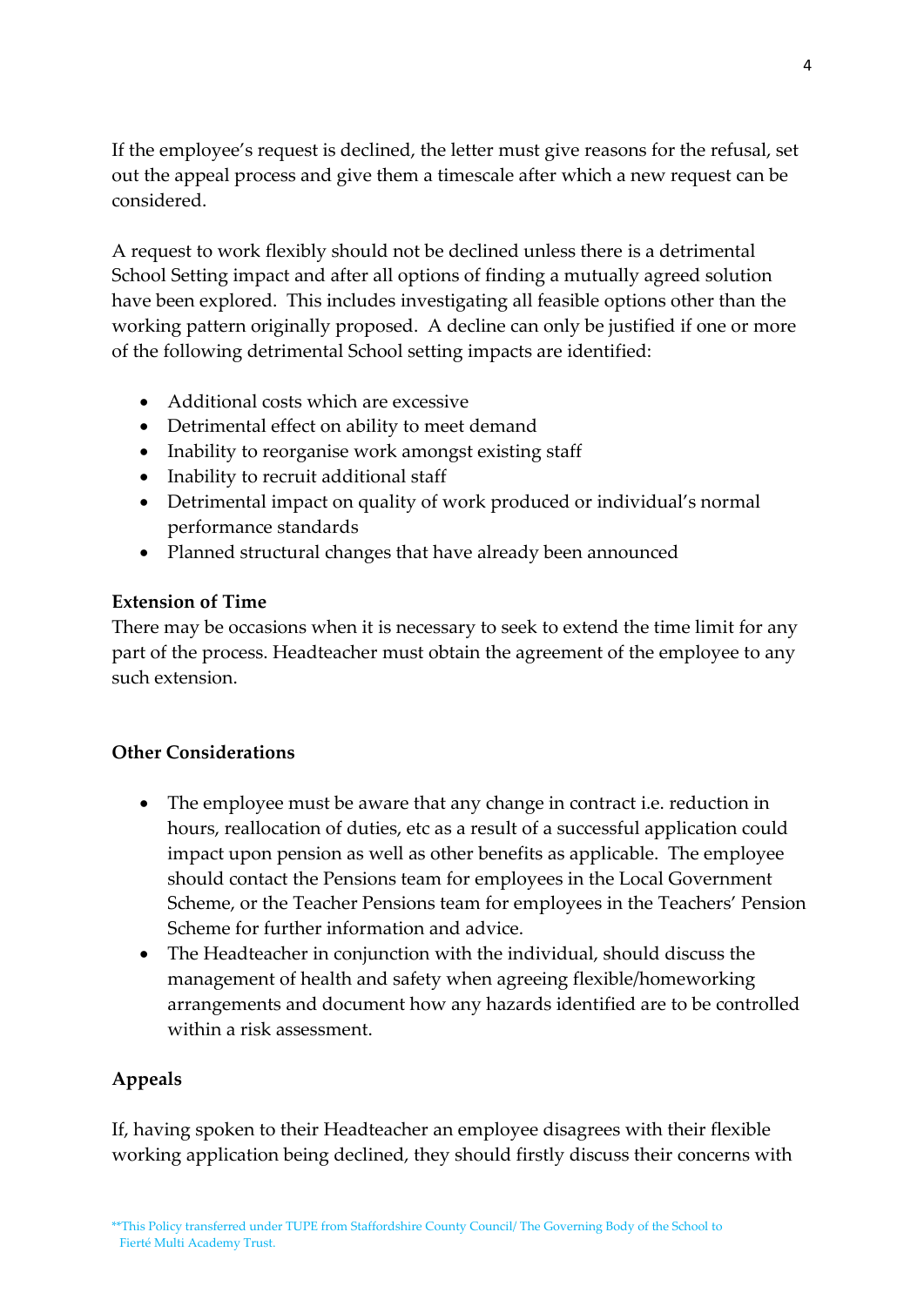If the employee's request is declined, the letter must give reasons for the refusal, set out the appeal process and give them a timescale after which a new request can be considered.

A request to work flexibly should not be declined unless there is a detrimental School Setting impact and after all options of finding a mutually agreed solution have been explored. This includes investigating all feasible options other than the working pattern originally proposed. A decline can only be justified if one or more of the following detrimental School setting impacts are identified:

- Additional costs which are excessive
- Detrimental effect on ability to meet demand
- Inability to reorganise work amongst existing staff
- Inability to recruit additional staff
- Detrimental impact on quality of work produced or individual's normal performance standards
- Planned structural changes that have already been announced

**Extension of Time**

There may be occasions when it is necessary to seek to extend the time limit for any part of the process. Headteacher must obtain the agreement of the employee to any such extension.

**Other Considerations**

- The employee must be aware that any change in contract i.e. reduction in hours, reallocation of duties, etc as a result of a successful application could impact upon pension as well as other benefits as applicable. The employee should contact the Pensions team for employees in the Local Government Scheme, or the Teacher Pensions team for employees in the Teachers' Pension Scheme for further information and advice.
- The Headteacher in conjunction with the individual, should discuss the management of health and safety when agreeing flexible/homeworking arrangements and document how any hazards identified are to be controlled within a risk assessment.

**Appeals**

If, having spoken to their Headteacher an employee disagrees with their flexible working application being declined, they should firstly discuss their concerns with

**This Policy transferred under TUPE from Staffordshire County Council/ The Governing Body of the School to Fierté Multi Academy Trust.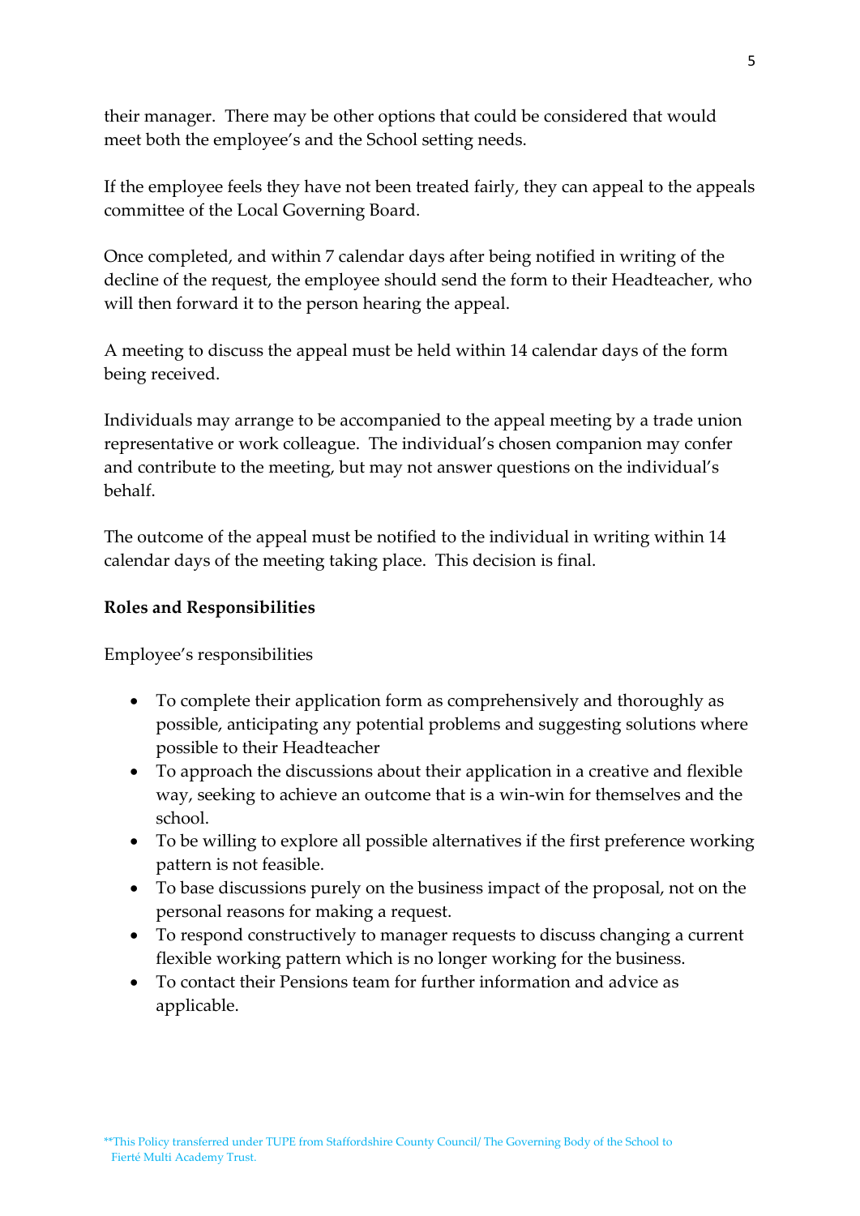their manager. There may be other options that could be considered that would meet both the employee's and the School setting needs.

If the employee feels they have not been treated fairly, they can appeal to the appeals committee of the Local Governing Board.

Once completed, and within 7 calendar days after being notified in writing of the decline of the request, the employee should send the form to their Headteacher, who will then forward it to the person hearing the appeal.

A meeting to discuss the appeal must be held within 14 calendar days of the form being received.

Individuals may arrange to be accompanied to the appeal meeting by a trade union representative or work colleague. The individual's chosen companion may confer and contribute to the meeting, but may not answer questions on the individual's behalf.

The outcome of the appeal must be notified to the individual in writing within 14 calendar days of the meeting taking place. This decision is final.

**Roles and Responsibilities**

Employee's responsibilities

- To complete their application form as comprehensively and thoroughly as possible, anticipating any potential problems and suggesting solutions where possible to their Headteacher
- To approach the discussions about their application in a creative and flexible way, seeking to achieve an outcome that is a win-win for themselves and the school.
- To be willing to explore all possible alternatives if the first preference working pattern is not feasible.
- To base discussions purely on the business impact of the proposal, not on the personal reasons for making a request.
- To respond constructively to manager requests to discuss changing a current flexible working pattern which is no longer working for the business.
- To contact their Pensions team for further information and advice as applicable.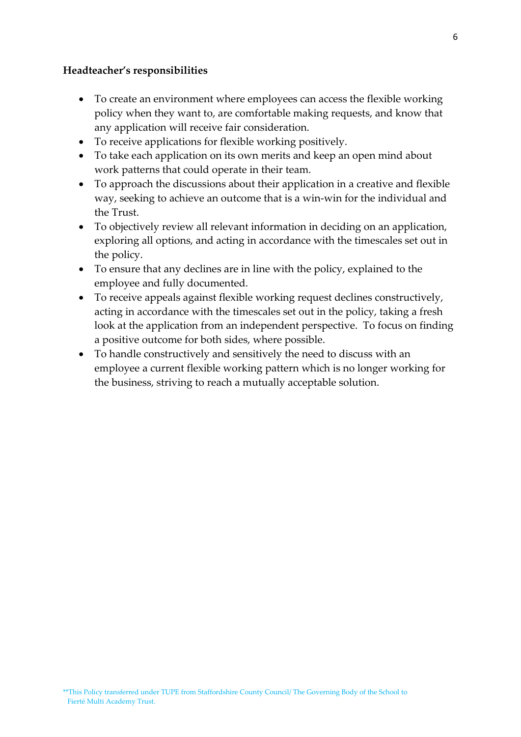**Headteacher's responsibilities**

- To create an environment where employees can access the flexible working policy when they want to, are comfortable making requests, and know that any application will receive fair consideration.
- To receive applications for flexible working positively.
- To take each application on its own merits and keep an open mind about work patterns that could operate in their team.
- To approach the discussions about their application in a creative and flexible way, seeking to achieve an outcome that is a win-win for the individual and the Trust.
- To objectively review all relevant information in deciding on an application, exploring all options, and acting in accordance with the timescales set out in the policy.
- To ensure that any declines are in line with the policy, explained to the employee and fully documented.
- To receive appeals against flexible working request declines constructively, acting in accordance with the timescales set out in the policy, taking a fresh look at the application from an independent perspective. To focus on finding a positive outcome for both sides, where possible.
- To handle constructively and sensitively the need to discuss with an employee a current flexible working pattern which is no longer working for the business, striving to reach a mutually acceptable solution.